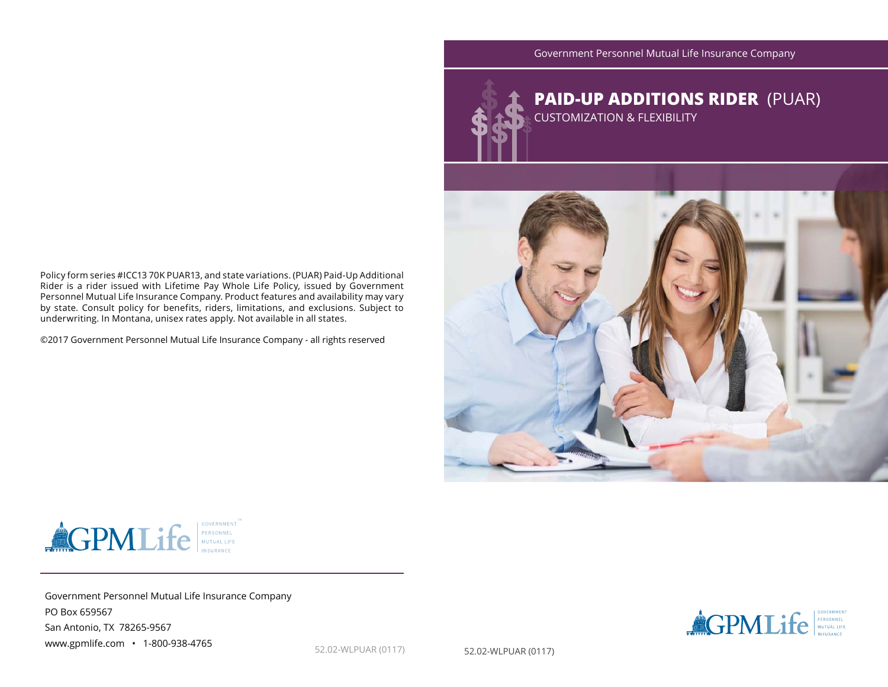Government Personnel Mutual Life Insurance Company

# PAID-UP ADDITIONS RIDER (PUAR)

CUSTOMIZATION & FLEXIBILITY

Policy form series #ICC13 70K PUAR13, and state variations. (PUAR) Paid-Up Additional Rider is a rider issued with Lifetime Pay Whole Life Policy, issued by Government Personnel Mutual Life Insurance Company. Product features and availability may vary by state. Consult policy for benefits, riders, limitations, and exclusions. Subject to underwriting. In Montana, unisex rates apply. Not available in all states.

©2017 Government Personnel Mutual Life Insurance Company - all rights reserved

GPMLife GOVERNMENT PERSONNEL MUTUAL LIFE INSURANCE

Government Personnel Mutual Life Insurance Company
PO Box 659567
San Antonio, TX 78265-9567
www.gpmlife.com • 1-800-938-4765

52.02-WLPUAR (0117)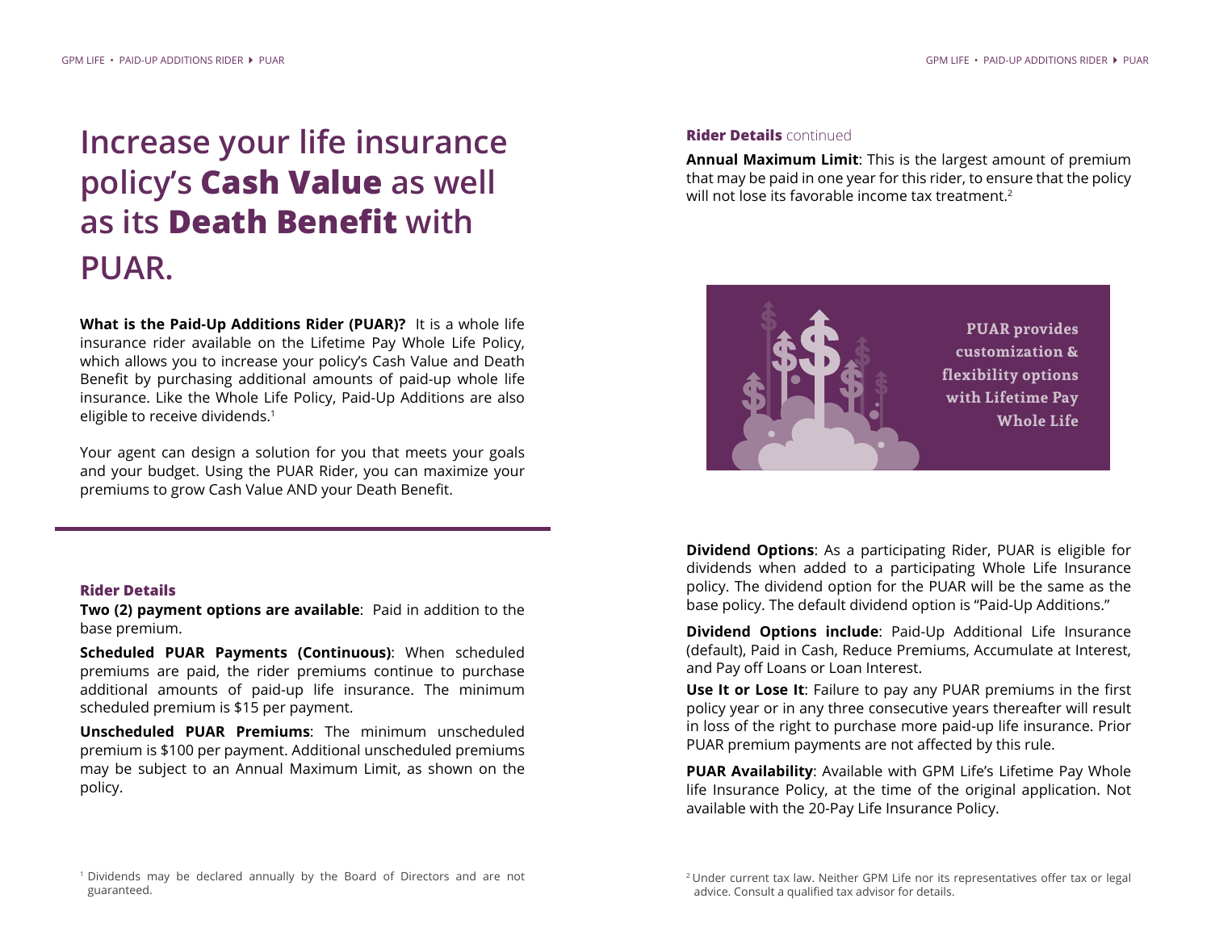# Increase your life insurance policy's **Cash Value** as well as its **Death Benefit** with PUAR.

**What is the Paid-Up Additions Rider (PUAR)?** It is a whole life insurance rider available on the Lifetime Pay Whole Life Policy, which allows you to increase your policy's Cash Value and Death Benefit by purchasing additional amounts of paid-up whole life insurance. Like the Whole Life Policy, Paid-Up Additions are also eligible to receive dividends.[1]

Your agent can design a solution for you that meets your goals and your budget. Using the PUAR Rider, you can maximize your premiums to grow Cash Value AND your Death Benefit.

## Rider Details

**Two (2) payment options are available**: Paid in addition to the base premium.

**Scheduled PUAR Payments (Continuous)**: When scheduled premiums are paid, the rider premiums continue to purchase additional amounts of paid-up life insurance. The minimum scheduled premium is $15 per payment.

**Unscheduled PUAR Premiums**: The minimum unscheduled premium is $100 per payment. Additional unscheduled premiums may be subject to an Annual Maximum Limit, as shown on the policy.

[1] Dividends may be declared annually by the Board of Directors and are not guaranteed.

## Rider Details continued

**Annual Maximum Limit**: This is the largest amount of premium that may be paid in one year for this rider, to ensure that the policy will not lose its favorable income tax treatment.[2]

**PUAR provides customization & flexibility options with Lifetime Pay Whole Life**

**Dividend Options**: As a participating Rider, PUAR is eligible for dividends when added to a participating Whole Life Insurance policy. The dividend option for the PUAR will be the same as the base policy. The default dividend option is "Paid-Up Additions."

**Dividend Options include**: Paid-Up Additional Life Insurance (default), Paid in Cash, Reduce Premiums, Accumulate at Interest, and Pay off Loans or Loan Interest.

**Use It or Lose It**: Failure to pay any PUAR premiums in the first policy year or in any three consecutive years thereafter will result in loss of the right to purchase more paid-up life insurance. Prior PUAR premium payments are not affected by this rule.

**PUAR Availability**: Available with GPM Life's Lifetime Pay Whole life Insurance Policy, at the time of the original application. Not available with the 20-Pay Life Insurance Policy.

[2] Under current tax law. Neither GPM Life nor its representatives offer tax or legal advice. Consult a qualified tax advisor for details.